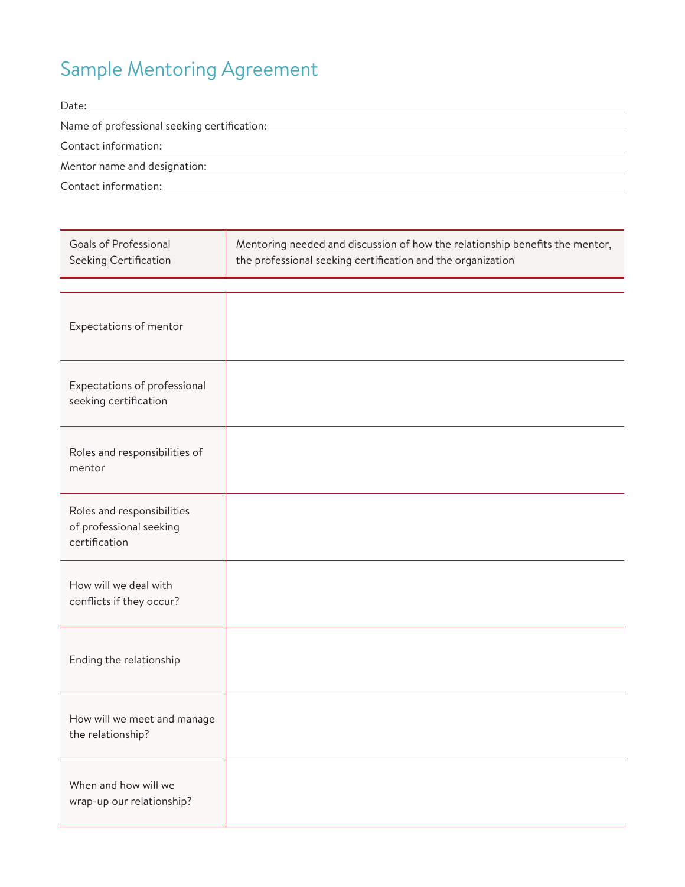# Sample Mentoring Agreement

Date:

Name of professional seeking certification:

Contact information:

Mentor name and designation:

Contact information:

| Goals of Professional Seeking Certification | Mentoring needed and discussion of how the relationship benefits the mentor, the professional seeking certification and the organization |
|---|---|
| Expectations of mentor | |
| Expectations of professional seeking certification | |
| Roles and responsibilities of mentor | |
| Roles and responsibilities of professional seeking certification | |
| How will we deal with conflicts if they occur? | |
| Ending the relationship | |
| How will we meet and manage the relationship? | |
| When and how will we wrap-up our relationship? | |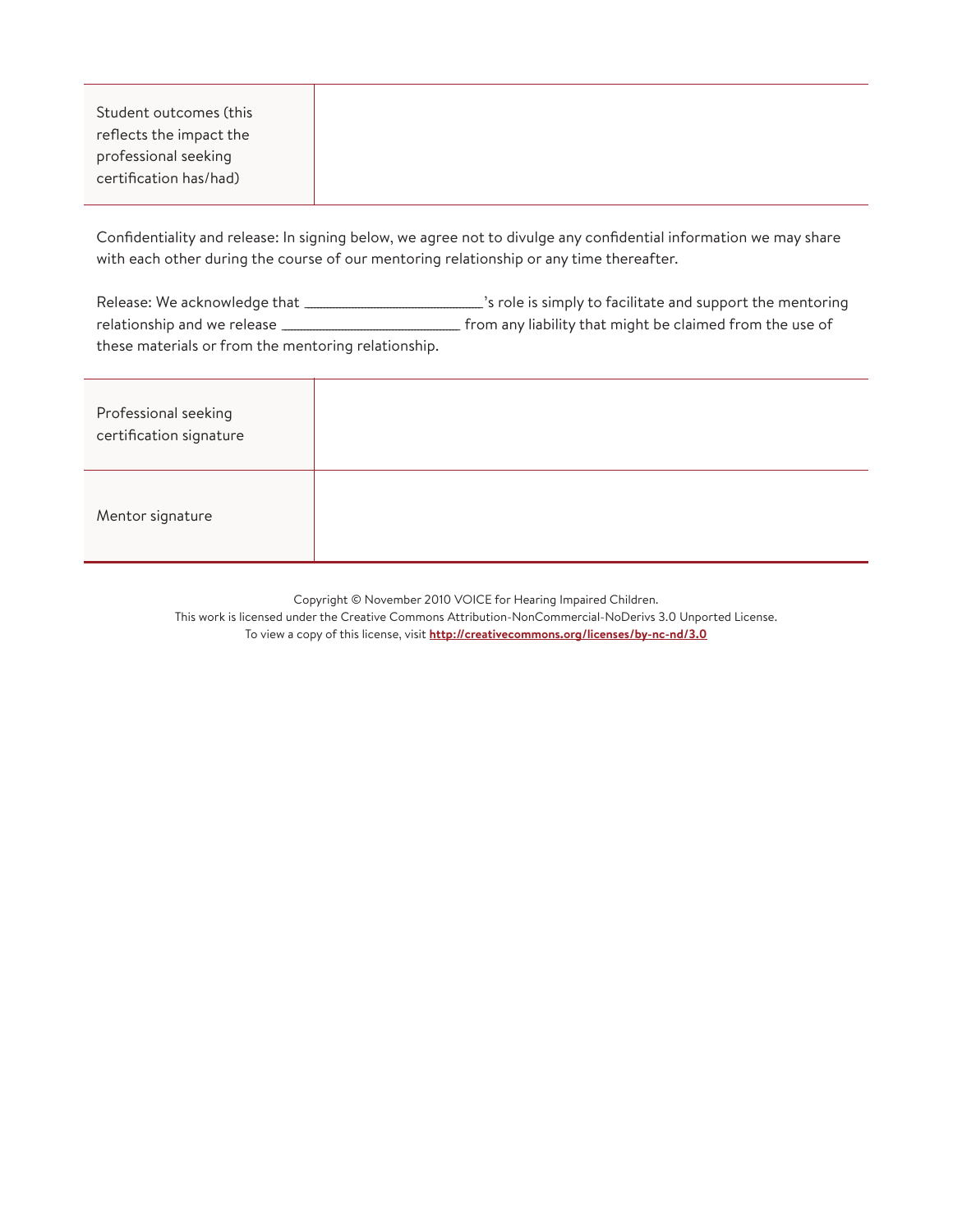| | |
|---|---|
| Student outcomes (this reflects the impact the professional seeking certification has/had) | |

Confidentiality and release: In signing below, we agree not to divulge any confidential information we may share with each other during the course of our mentoring relationship or any time thereafter.

Release: We acknowledge that ______________________'s role is simply to facilitate and support the mentoring relationship and we release ______________________ from any liability that might be claimed from the use of these materials or from the mentoring relationship.

| | |
|---|---|
| Professional seeking certification signature | |
| Mentor signature | |

Copyright © November 2010 VOICE for Hearing Impaired Children.
This work is licensed under the Creative Commons Attribution-NonCommercial-NoDerivs 3.0 Unported License.
To view a copy of this license, visit **http://creativecommons.org/licenses/by-nc-nd/3.0**